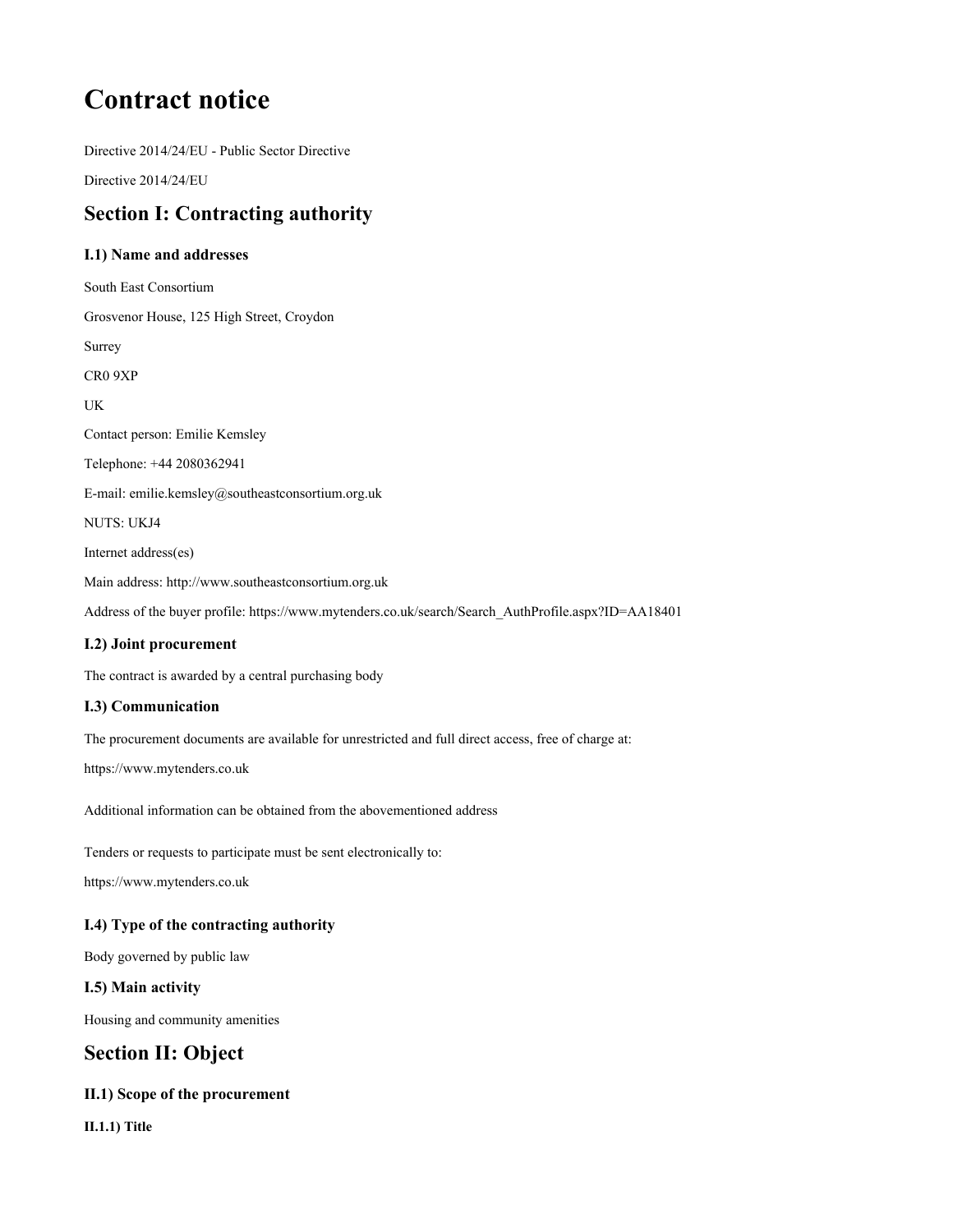# Contract notice

Directive 2014/24/EU - Public Sector Directive

Directive 2014/24/EU

## Section I: Contracting authority

### I.1) Name and addresses

South East Consortium

Grosvenor House, 125 High Street, Croydon

Surrey

CR0 9XP

UK

Contact person: Emilie Kemsley

Telephone: +44 2080362941

E-mail: emilie.kemsley@southeastconsortium.org.uk

NUTS: UKJ4

Internet address(es)

Main address: http://www.southeastconsortium.org.uk

Address of the buyer profile: https://www.mytenders.co.uk/search/Search_AuthProfile.aspx?ID=AA18401

### I.2) Joint procurement

The contract is awarded by a central purchasing body

### I.3) Communication

The procurement documents are available for unrestricted and full direct access, free of charge at:

https://www.mytenders.co.uk

Additional information can be obtained from the abovementioned address

Tenders or requests to participate must be sent electronically to:

https://www.mytenders.co.uk

### I.4) Type of the contracting authority

Body governed by public law

### I.5) Main activity

Housing and community amenities

## Section II: Object

### II.1) Scope of the procurement

#### II.1.1) Title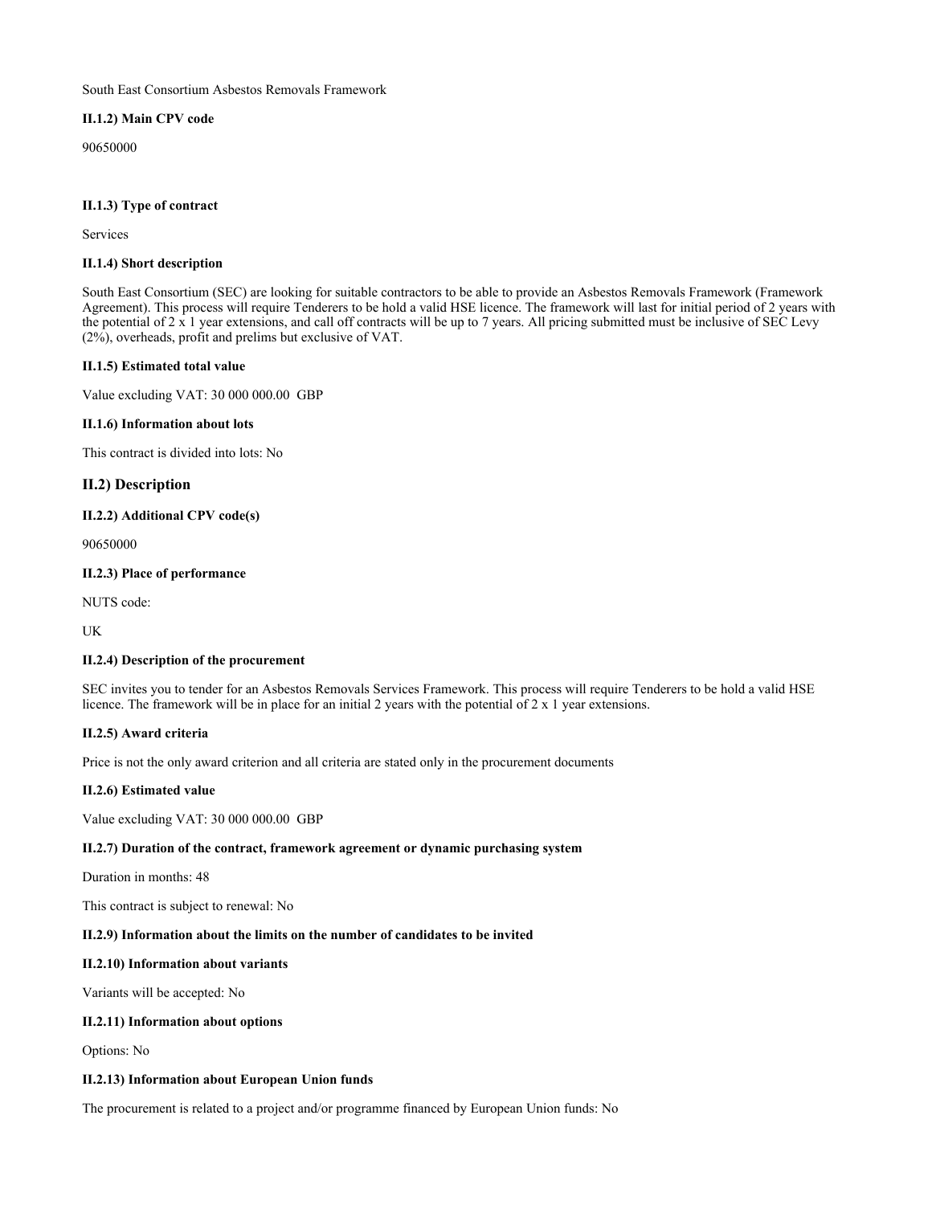South East Consortium Asbestos Removals Framework

**II.1.2) Main CPV code**

90650000

**II.1.3) Type of contract**

Services

**II.1.4) Short description**

South East Consortium (SEC) are looking for suitable contractors to be able to provide an Asbestos Removals Framework (Framework Agreement). This process will require Tenderers to be hold a valid HSE licence. The framework will last for initial period of 2 years with the potential of 2 x 1 year extensions, and call off contracts will be up to 7 years. All pricing submitted must be inclusive of SEC Levy (2%), overheads, profit and prelims but exclusive of VAT.

**II.1.5) Estimated total value**

Value excluding VAT: 30 000 000.00 GBP

**II.1.6) Information about lots**

This contract is divided into lots: No

## II.2) Description

**II.2.2) Additional CPV code(s)**

90650000

**II.2.3) Place of performance**

NUTS code:

UK

**II.2.4) Description of the procurement**

SEC invites you to tender for an Asbestos Removals Services Framework. This process will require Tenderers to be hold a valid HSE licence. The framework will be in place for an initial 2 years with the potential of 2 x 1 year extensions.

**II.2.5) Award criteria**

Price is not the only award criterion and all criteria are stated only in the procurement documents

**II.2.6) Estimated value**

Value excluding VAT: 30 000 000.00 GBP

**II.2.7) Duration of the contract, framework agreement or dynamic purchasing system**

Duration in months: 48

This contract is subject to renewal: No

**II.2.9) Information about the limits on the number of candidates to be invited**

**II.2.10) Information about variants**

Variants will be accepted: No

**II.2.11) Information about options**

Options: No

**II.2.13) Information about European Union funds**

The procurement is related to a project and/or programme financed by European Union funds: No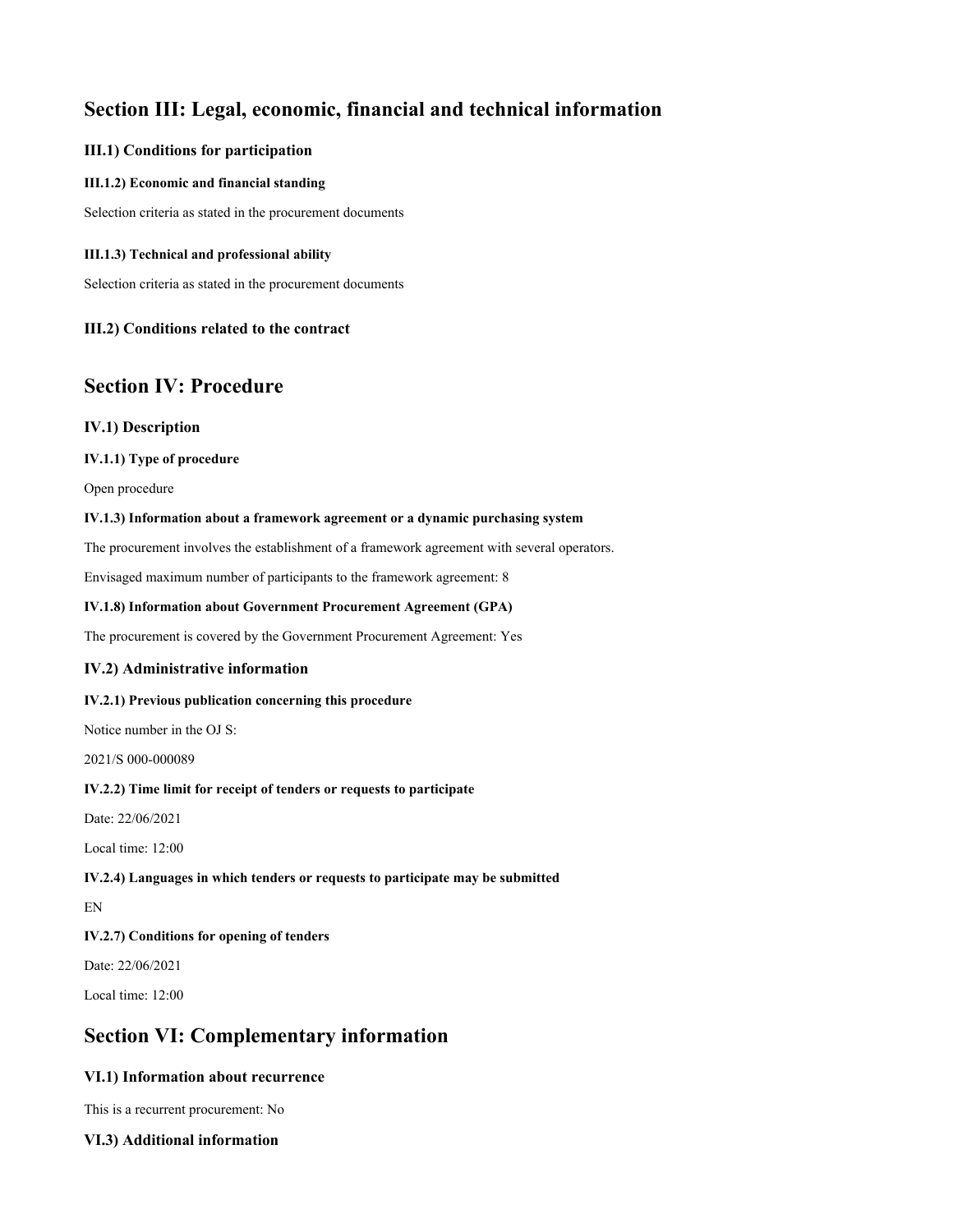## Section III: Legal, economic, financial and technical information

### III.1) Conditions for participation

#### III.1.2) Economic and financial standing

Selection criteria as stated in the procurement documents

#### III.1.3) Technical and professional ability

Selection criteria as stated in the procurement documents

### III.2) Conditions related to the contract

## Section IV: Procedure

### IV.1) Description

#### IV.1.1) Type of procedure

Open procedure

#### IV.1.3) Information about a framework agreement or a dynamic purchasing system

The procurement involves the establishment of a framework agreement with several operators.

Envisaged maximum number of participants to the framework agreement: 8

#### IV.1.8) Information about Government Procurement Agreement (GPA)

The procurement is covered by the Government Procurement Agreement: Yes

### IV.2) Administrative information

#### IV.2.1) Previous publication concerning this procedure

Notice number in the OJ S:

2021/S 000-000089

#### IV.2.2) Time limit for receipt of tenders or requests to participate

Date: 22/06/2021

Local time: 12:00

#### IV.2.4) Languages in which tenders or requests to participate may be submitted

EN

#### IV.2.7) Conditions for opening of tenders

Date: 22/06/2021

Local time: 12:00

## Section VI: Complementary information

### VI.1) Information about recurrence

This is a recurrent procurement: No

### VI.3) Additional information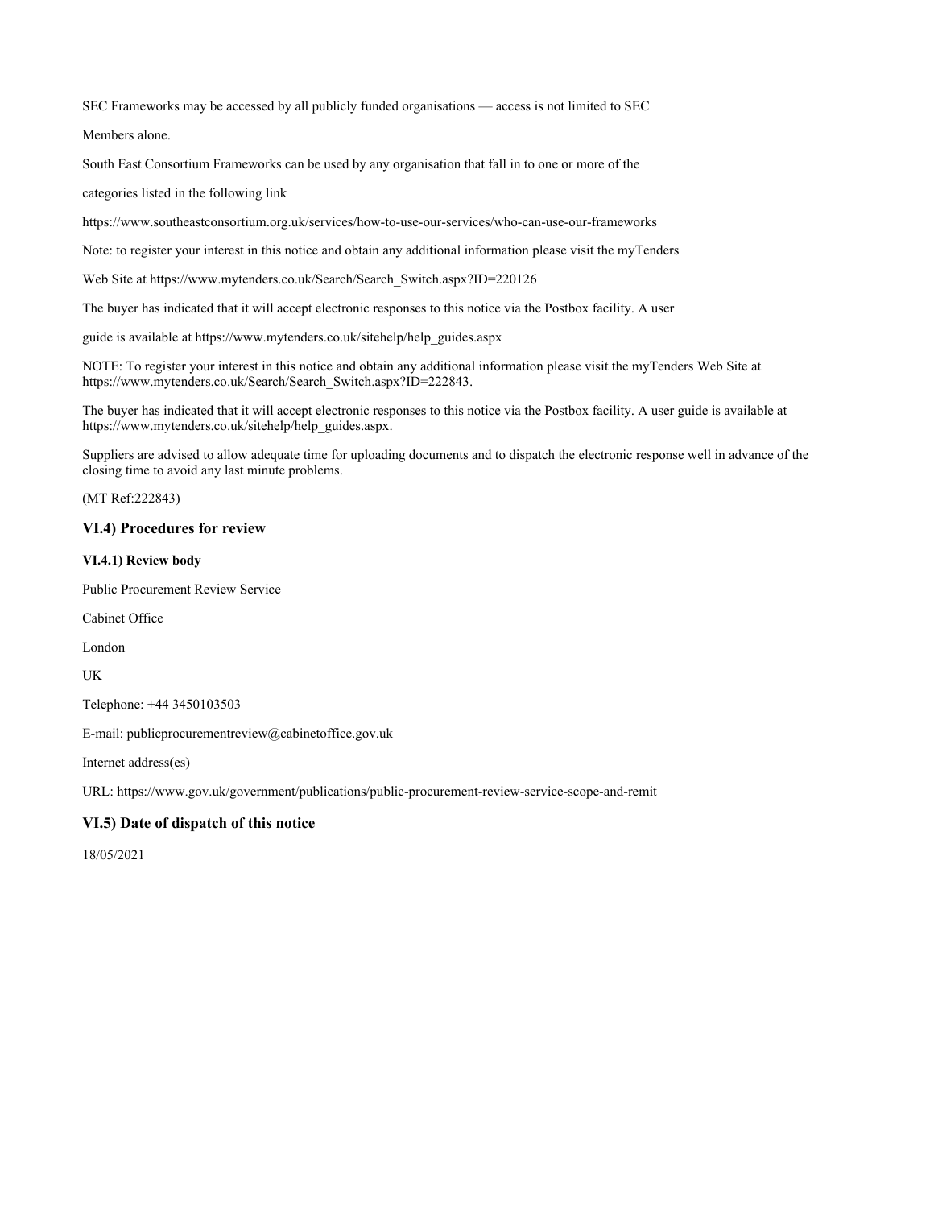SEC Frameworks may be accessed by all publicly funded organisations — access is not limited to SEC

Members alone.

South East Consortium Frameworks can be used by any organisation that fall in to one or more of the

categories listed in the following link

https://www.southeastconsortium.org.uk/services/how-to-use-our-services/who-can-use-our-frameworks

Note: to register your interest in this notice and obtain any additional information please visit the myTenders

Web Site at https://www.mytenders.co.uk/Search/Search_Switch.aspx?ID=220126

The buyer has indicated that it will accept electronic responses to this notice via the Postbox facility. A user

guide is available at https://www.mytenders.co.uk/sitehelp/help_guides.aspx

NOTE: To register your interest in this notice and obtain any additional information please visit the myTenders Web Site at https://www.mytenders.co.uk/Search/Search_Switch.aspx?ID=222843.

The buyer has indicated that it will accept electronic responses to this notice via the Postbox facility. A user guide is available at https://www.mytenders.co.uk/sitehelp/help_guides.aspx.

Suppliers are advised to allow adequate time for uploading documents and to dispatch the electronic response well in advance of the closing time to avoid any last minute problems.

(MT Ref:222843)

### VI.4) Procedures for review

#### VI.4.1) Review body

Public Procurement Review Service

Cabinet Office

London

UK

Telephone: +44 3450103503

E-mail: publicprocurementreview@cabinetoffice.gov.uk

Internet address(es)

URL: https://www.gov.uk/government/publications/public-procurement-review-service-scope-and-remit

### VI.5) Date of dispatch of this notice

18/05/2021